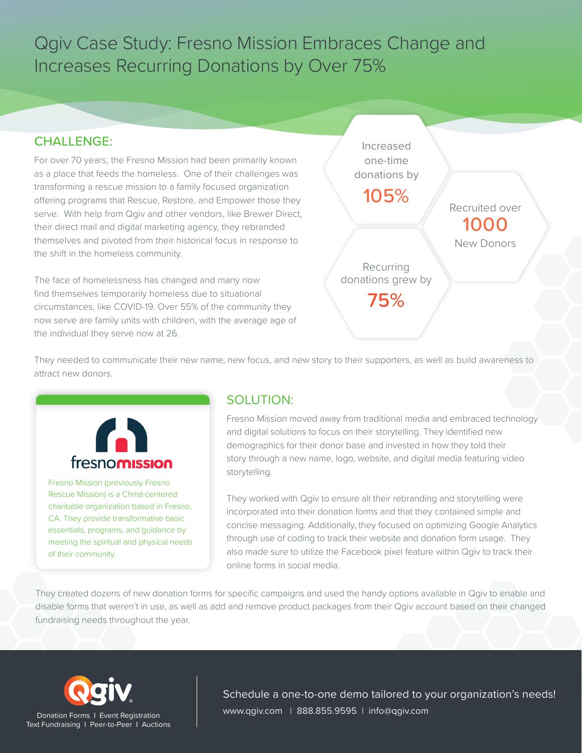# Qgiv Case Study: Fresno Mission Embraces Change and Increases Recurring Donations by Over 75%

## CHALLENGE:

For over 70 years, the Fresno Mission had been primarily known as a place that feeds the homeless. One of their challenges was transforming a rescue mission to a family focused organization offering programs that Rescue, Restore, and Empower those they serve. With help from Qgiv and other vendors, like Brewer Direct, their direct mail and digital marketing agency, they rebranded themselves and pivoted from their historical focus in response to the shift in the homeless community.

The face of homelessness has changed and many now find themselves temporarily homeless due to situational circumstances, like COVID-19. Over 55% of the community they now serve are family units with children, with the average age of the individual they serve now at 26.

Increased one-time donations by **105%**

Recruited over **1000** New Donors

Recurring donations grew by **75%**

They needed to communicate their new name, new focus, and new story to their supporters, as well as build awareness to attract new donors.

**fresnomission**

Fresno Mission (previously Fresno Rescue Mission) is a Christ-centered charitable organization based in Fresno, CA. They provide transformative basic essentials, programs, and guidance by meeting the spiritual and physical needs of their community.

## SOLUTION:

Fresno Mission moved away from traditional media and embraced technology and digital solutions to focus on their storytelling. They identified new demographics for their donor base and invested in how they told their story through a new name, logo, website, and digital media featuring video storytelling.

They worked with Qgiv to ensure all their rebranding and storytelling were incorporated into their donation forms and that they contained simple and concise messaging. Additionally, they focused on optimizing Google Analytics through use of coding to track their website and donation form usage. They also made sure to utilize the Facebook pixel feature within Qgiv to track their online forms in social media.

They created dozens of new donation forms for specific campaigns and used the handy options available in Qgiv to enable and disable forms that weren't in use, as well as add and remove product packages from their Qgiv account based on their changed fundraising needs throughout the year.

**Qgiv**

Donation Forms | Event Registration
Text Fundraising | Peer-to-Peer | Auctions

Schedule a one-to-one demo tailored to your organization's needs!

www.qgiv.com | 888.855.9595 | info@qgiv.com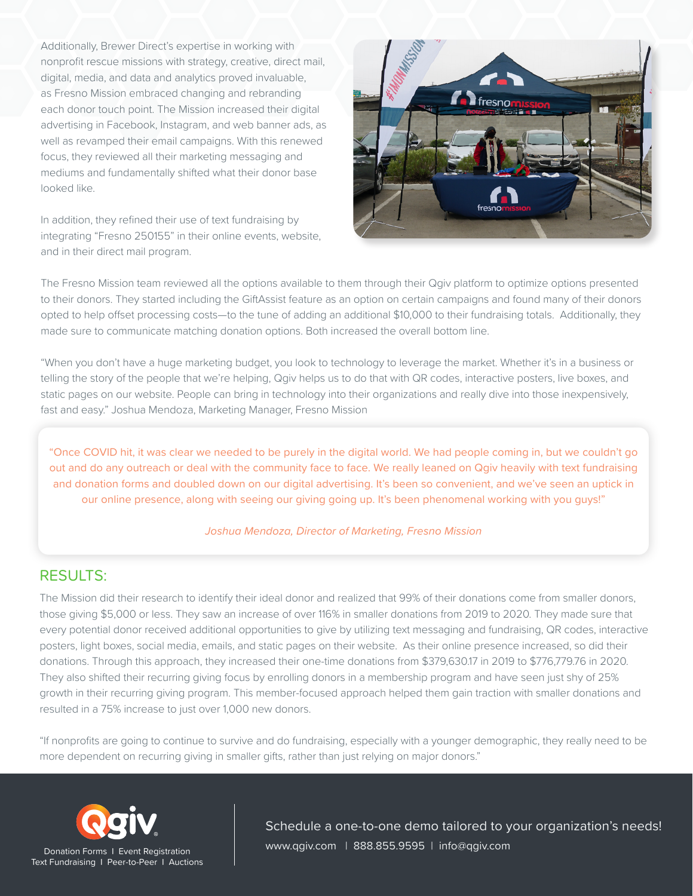Additionally, Brewer Direct's expertise in working with nonprofit rescue missions with strategy, creative, direct mail, digital, media, and data and analytics proved invaluable, as Fresno Mission embraced changing and rebranding each donor touch point. The Mission increased their digital advertising in Facebook, Instagram, and web banner ads, as well as revamped their email campaigns. With this renewed focus, they reviewed all their marketing messaging and mediums and fundamentally shifted what their donor base looked like.

In addition, they refined their use of text fundraising by integrating "Fresno 250155" in their online events, website, and in their direct mail program.

The Fresno Mission team reviewed all the options available to them through their Qgiv platform to optimize options presented to their donors. They started including the GiftAssist feature as an option on certain campaigns and found many of their donors opted to help offset processing costs—to the tune of adding an additional $10,000 to their fundraising totals. Additionally, they made sure to communicate matching donation options. Both increased the overall bottom line.

"When you don't have a huge marketing budget, you look to technology to leverage the market. Whether it's in a business or telling the story of the people that we're helping, Qgiv helps us to do that with QR codes, interactive posters, live boxes, and static pages on our website. People can bring in technology into their organizations and really dive into those inexpensively, fast and easy." Joshua Mendoza, Marketing Manager, Fresno Mission

> "Once COVID hit, it was clear we needed to be purely in the digital world. We had people coming in, but we couldn't go out and do any outreach or deal with the community face to face. We really leaned on Qgiv heavily with text fundraising and donation forms and doubled down on our digital advertising. It's been so convenient, and we've seen an uptick in our online presence, along with seeing our giving going up. It's been phenomenal working with you guys!"
>
> *Joshua Mendoza, Director of Marketing, Fresno Mission*

## RESULTS:

The Mission did their research to identify their ideal donor and realized that 99% of their donations come from smaller donors, those giving $5,000 or less. They saw an increase of over 116% in smaller donations from 2019 to 2020. They made sure that every potential donor received additional opportunities to give by utilizing text messaging and fundraising, QR codes, interactive posters, light boxes, social media, emails, and static pages on their website. As their online presence increased, so did their donations. Through this approach, they increased their one-time donations from $379,630.17 in 2019 to $776,779.76 in 2020. They also shifted their recurring giving focus by enrolling donors in a membership program and have seen just shy of 25% growth in their recurring giving program. This member-focused approach helped them gain traction with smaller donations and resulted in a 75% increase to just over 1,000 new donors.

"If nonprofits are going to continue to survive and do fundraising, especially with a younger demographic, they really need to be more dependent on recurring giving in smaller gifts, rather than just relying on major donors."

Qgiv

Donation Forms I Event Registration
Text Fundraising I Peer-to-Peer I Auctions

Schedule a one-to-one demo tailored to your organization's needs!

www.qgiv.com I 888.855.9595 I info@qgiv.com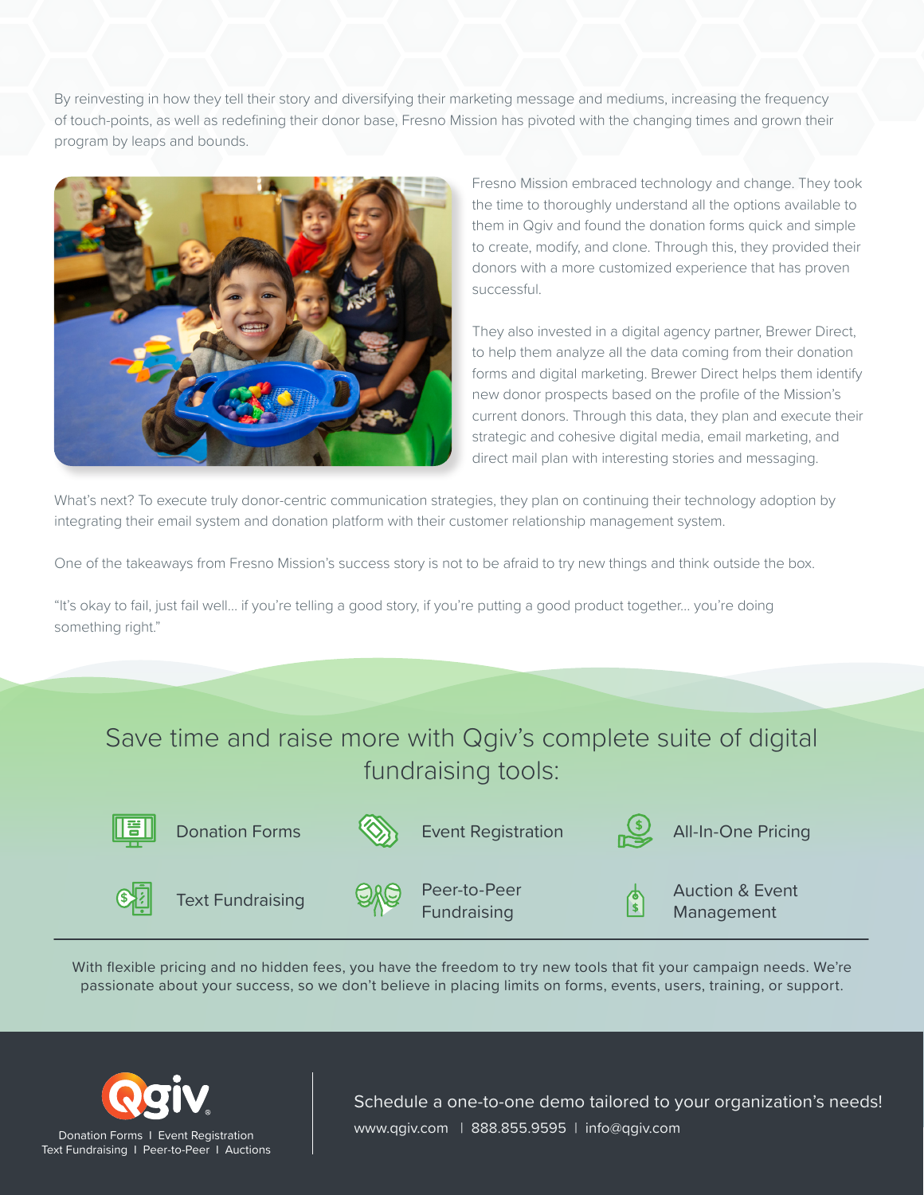By reinvesting in how they tell their story and diversifying their marketing message and mediums, increasing the frequency of touch-points, as well as redefining their donor base, Fresno Mission has pivoted with the changing times and grown their program by leaps and bounds.

Fresno Mission embraced technology and change. They took the time to thoroughly understand all the options available to them in Qgiv and found the donation forms quick and simple to create, modify, and clone. Through this, they provided their donors with a more customized experience that has proven successful.

They also invested in a digital agency partner, Brewer Direct, to help them analyze all the data coming from their donation forms and digital marketing. Brewer Direct helps them identify new donor prospects based on the profile of the Mission's current donors. Through this data, they plan and execute their strategic and cohesive digital media, email marketing, and direct mail plan with interesting stories and messaging.

What's next? To execute truly donor-centric communication strategies, they plan on continuing their technology adoption by integrating their email system and donation platform with their customer relationship management system.

One of the takeaways from Fresno Mission's success story is not to be afraid to try new things and think outside the box.

"It's okay to fail, just fail well... if you're telling a good story, if you're putting a good product together... you're doing something right."

## Save time and raise more with Qgiv's complete suite of digital fundraising tools:

- Donation Forms
- Event Registration
- All-In-One Pricing
- Text Fundraising
- Peer-to-Peer Fundraising
- Auction & Event Management

With flexible pricing and no hidden fees, you have the freedom to try new tools that fit your campaign needs. We're passionate about your success, so we don't believe in placing limits on forms, events, users, training, or support.

Qgiv

Donation Forms I Event Registration
Text Fundraising I Peer-to-Peer I Auctions

Schedule a one-to-one demo tailored to your organization's needs!

www.qgiv.com I 888.855.9595 I info@qgiv.com